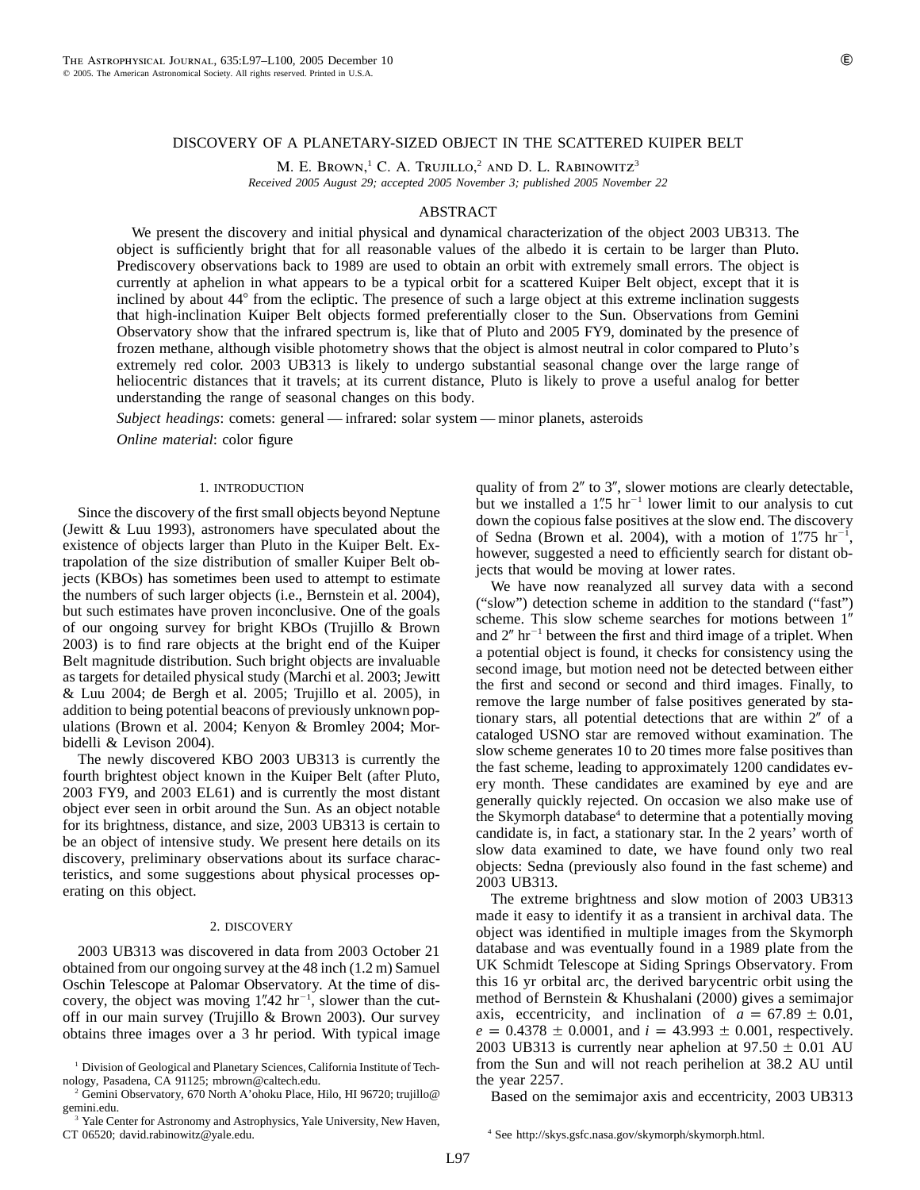# DISCOVERY OF A PLANETARY-SIZED OBJECT IN THE SCATTERED KUIPER BELT

M. E. Brown,[1] C. A. Trujillo,[2] and D. L. Rabinowitz[3]

*Received 2005 August 29; accepted 2005 November 3; published 2005 November 22*

## ABSTRACT

We present the discovery and initial physical and dynamical characterization of the object 2003 UB313. The object is sufficiently bright that for all reasonable values of the albedo it is certain to be larger than Pluto. Prediscovery observations back to 1989 are used to obtain an orbit with extremely small errors. The object is currently at aphelion in what appears to be a typical orbit for a scattered Kuiper Belt object, except that it is inclined by about 44° from the ecliptic. The presence of such a large object at this extreme inclination suggests that high-inclination Kuiper Belt objects formed preferentially closer to the Sun. Observations from Gemini Observatory show that the infrared spectrum is, like that of Pluto and 2005 FY9, dominated by the presence of frozen methane, although visible photometry shows that the object is almost neutral in color compared to Pluto's extremely red color. 2003 UB313 is likely to undergo substantial seasonal change over the large range of heliocentric distances that it travels; at its current distance, Pluto is likely to prove a useful analog for better understanding the range of seasonal changes on this body.

*Subject headings*: comets: general — infrared: solar system — minor planets, asteroids

*Online material*: color figure

## 1. INTRODUCTION

Since the discovery of the first small objects beyond Neptune (Jewitt & Luu 1993), astronomers have speculated about the existence of objects larger than Pluto in the Kuiper Belt. Extrapolation of the size distribution of smaller Kuiper Belt objects (KBOs) has sometimes been used to attempt to estimate the numbers of such larger objects (i.e., Bernstein et al. 2004), but such estimates have proven inconclusive. One of the goals of our ongoing survey for bright KBOs (Trujillo & Brown 2003) is to find rare objects at the bright end of the Kuiper Belt magnitude distribution. Such bright objects are invaluable as targets for detailed physical study (Marchi et al. 2003; Jewitt & Luu 2004; de Bergh et al. 2005; Trujillo et al. 2005), in addition to being potential beacons of previously unknown populations (Brown et al. 2004; Kenyon & Bromley 2004; Morbidelli & Levison 2004).

The newly discovered KBO 2003 UB313 is currently the fourth brightest object known in the Kuiper Belt (after Pluto, 2003 FY9, and 2003 EL61) and is currently the most distant object ever seen in orbit around the Sun. As an object notable for its brightness, distance, and size, 2003 UB313 is certain to be an object of intensive study. We present here details on its discovery, preliminary observations about its surface characteristics, and some suggestions about physical processes operating on this object.

## 2. DISCOVERY

2003 UB313 was discovered in data from 2003 October 21 obtained from our ongoing survey at the 48 inch (1.2 m) Samuel Oschin Telescope at Palomar Observatory. At the time of discovery, the object was moving 1″.42 hr$^{-1}$, slower than the cutoff in our main survey (Trujillo & Brown 2003). Our survey obtains three images over a 3 hr period. With typical image quality of from 2″ to 3″, slower motions are clearly detectable, but we installed a 1″.5 hr$^{-1}$ lower limit to our analysis to cut down the copious false positives at the slow end. The discovery of Sedna (Brown et al. 2004), with a motion of 1″.75 hr$^{-1}$, however, suggested a need to efficiently search for distant objects that would be moving at lower rates.

We have now reanalyzed all survey data with a second ("slow") detection scheme in addition to the standard ("fast") scheme. This slow scheme searches for motions between 1″ and 2″ hr$^{-1}$ between the first and third image of a triplet. When a potential object is found, it checks for consistency using the second image, but motion need not be detected between either the first and second or second and third images. Finally, to remove the large number of false positives generated by stationary stars, all potential detections that are within 2″ of a cataloged USNO star are removed without examination. The slow scheme generates 10 to 20 times more false positives than the fast scheme, leading to approximately 1200 candidates every month. These candidates are examined by eye and are generally quickly rejected. On occasion we also make use of the Skymorph database[4] to determine that a potentially moving candidate is, in fact, a stationary star. In the 2 years' worth of slow data examined to date, we have found only two real objects: Sedna (previously also found in the fast scheme) and 2003 UB313.

The extreme brightness and slow motion of 2003 UB313 made it easy to identify it as a transient in archival data. The object was identified in multiple images from the Skymorph database and was eventually found in a 1989 plate from the UK Schmidt Telescope at Siding Springs Observatory. From this 16 yr orbital arc, the derived barycentric orbit using the method of Bernstein & Khushalani (2000) gives a semimajor axis, eccentricity, and inclination of $a = 67.89 \pm 0.01$, $e = 0.4378 \pm 0.0001$, and $i = 43.993 \pm 0.001$, respectively. 2003 UB313 is currently near aphelion at $97.50 \pm 0.01$ AU from the Sun and will not reach perihelion at 38.2 AU until the year 2257.

Based on the semimajor axis and eccentricity, 2003 UB313

---

[1] Division of Geological and Planetary Sciences, California Institute of Technology, Pasadena, CA 91125; mbrown@caltech.edu.

[2] Gemini Observatory, 670 North A'ohoku Place, Hilo, HI 96720; trujillo@gemini.edu.

[3] Yale Center for Astronomy and Astrophysics, Yale University, New Haven, CT 06520; david.rabinowitz@yale.edu.

[4] See http://skys.gsfc.nasa.gov/skymorph/skymorph.html.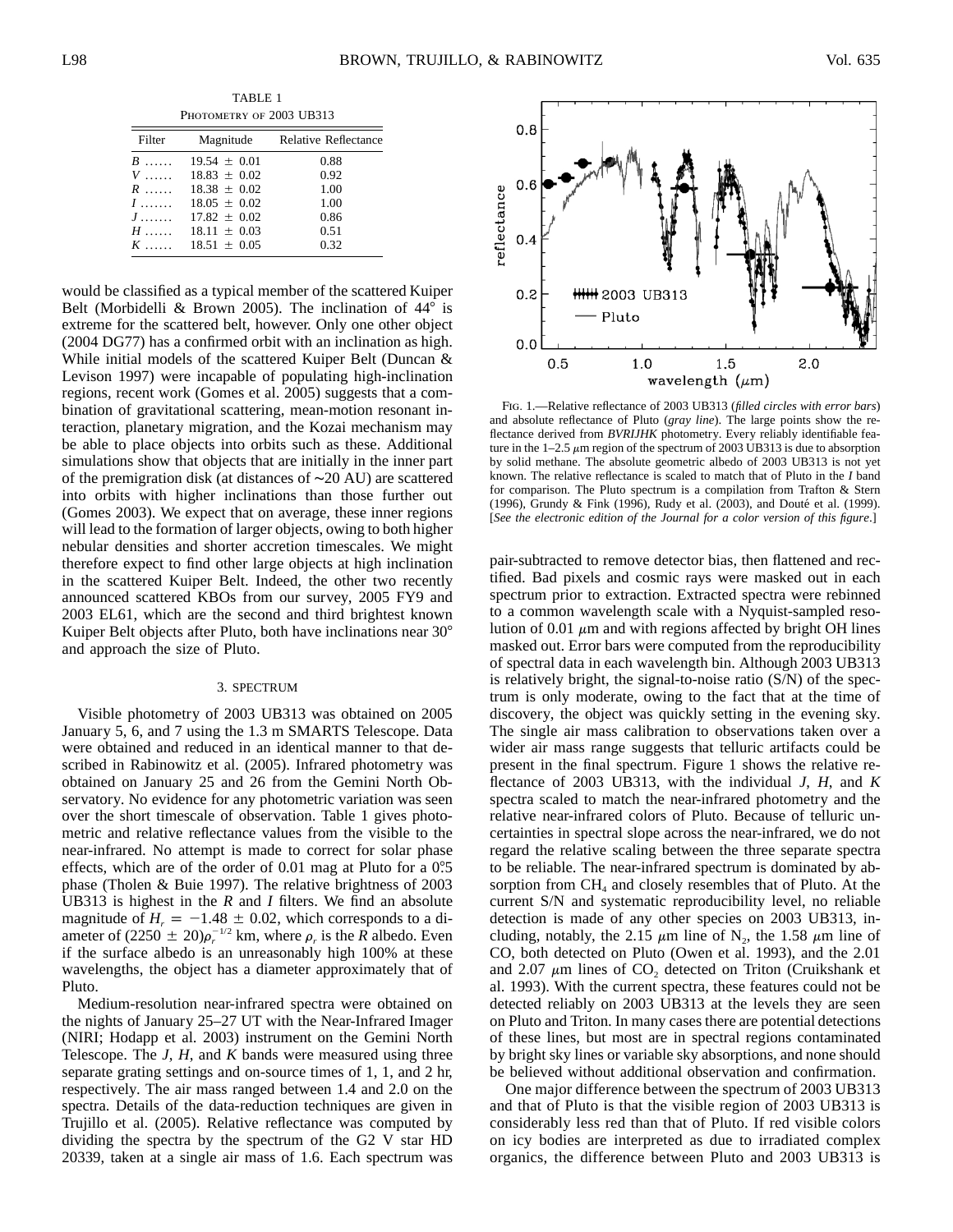TABLE 1
Photometry of 2003 UB313

| Filter | Magnitude | Relative Reflectance |
| --- | --- | --- |
| $B$ ...... | 19.54 ± 0.01 | 0.88 |
| $V$ ...... | 18.83 ± 0.02 | 0.92 |
| $R$ ...... | 18.38 ± 0.02 | 1.00 |
| $I$ ....... | 18.05 ± 0.02 | 1.00 |
| $J$ ....... | 17.82 ± 0.02 | 0.86 |
| $H$ ...... | 18.11 ± 0.03 | 0.51 |
| $K$ ...... | 18.51 ± 0.05 | 0.32 |

would be classified as a typical member of the scattered Kuiper Belt (Morbidelli & Brown 2005). The inclination of 44° is extreme for the scattered belt, however. Only one other object (2004 DG77) has a confirmed orbit with an inclination as high. While initial models of the scattered Kuiper Belt (Duncan & Levison 1997) were incapable of populating high-inclination regions, recent work (Gomes et al. 2005) suggests that a combination of gravitational scattering, mean-motion resonant interaction, planetary migration, and the Kozai mechanism may be able to place objects into orbits such as these. Additional simulations show that objects that are initially in the inner part of the premigration disk (at distances of ∼20 AU) are scattered into orbits with higher inclinations than those further out (Gomes 2003). We expect that on average, these inner regions will lead to the formation of larger objects, owing to both higher nebular densities and shorter accretion timescales. We might therefore expect to find other large objects at high inclination in the scattered Kuiper Belt. Indeed, the other two recently announced scattered KBOs from our survey, 2005 FY9 and 2003 EL61, which are the second and third brightest known Kuiper Belt objects after Pluto, both have inclinations near 30° and approach the size of Pluto.

## 3. SPECTRUM

Visible photometry of 2003 UB313 was obtained on 2005 January 5, 6, and 7 using the 1.3 m SMARTS Telescope. Data were obtained and reduced in an identical manner to that described in Rabinowitz et al. (2005). Infrared photometry was obtained on January 25 and 26 from the Gemini North Observatory. No evidence for any photometric variation was seen over the short timescale of observation. Table 1 gives photometric and relative reflectance values from the visible to the near-infrared. No attempt is made to correct for solar phase effects, which are of the order of 0.01 mag at Pluto for a 0.°5 phase (Tholen & Buie 1997). The relative brightness of 2003 UB313 is highest in the $R$ and $I$ filters. We find an absolute magnitude of $H_r = -1.48 \pm 0.02$, which corresponds to a diameter of $(2250 \pm 20)\rho_r^{-1/2}$ km, where $\rho_r$ is the $R$ albedo. Even if the surface albedo is an unreasonably high 100% at these wavelengths, the object has a diameter approximately that of Pluto.

Medium-resolution near-infrared spectra were obtained on the nights of January 25–27 UT with the Near-Infrared Imager (NIRI; Hodapp et al. 2003) instrument on the Gemini North Telescope. The $J$, $H$, and $K$ bands were measured using three separate grating settings and on-source times of 1, 1, and 2 hr, respectively. The air mass ranged between 1.4 and 2.0 on the spectra. Details of the data-reduction techniques are given in Trujillo et al. (2005). Relative reflectance was computed by dividing the spectra by the spectrum of the G2 V star HD 20339, taken at a single air mass of 1.6. Each spectrum was pair-subtracted to remove detector bias, then flattened and rectified. Bad pixels and cosmic rays were masked out in each spectrum prior to extraction. Extracted spectra were rebinned to a common wavelength scale with a Nyquist-sampled resolution of 0.01 μm and with regions affected by bright OH lines masked out. Error bars were computed from the reproducibility of spectral data in each wavelength bin. Although 2003 UB313 is relatively bright, the signal-to-noise ratio (S/N) of the spectrum is only moderate, owing to the fact that at the time of discovery, the object was quickly setting in the evening sky. The single air mass calibration to observations taken over a wider air mass range suggests that telluric artifacts could be present in the final spectrum. Figure 1 shows the relative reflectance of 2003 UB313, with the individual $J$, $H$, and $K$ spectra scaled to match the near-infrared photometry and the relative near-infrared colors of Pluto. Because of telluric uncertainties in spectral slope across the near-infrared, we do not regard the relative scaling between the three separate spectra to be reliable. The near-infrared spectrum is dominated by absorption from $CH_4$ and closely resembles that of Pluto. At the current S/N and systematic reproducibility level, no reliable detection is made of any other species on 2003 UB313, including, notably, the 2.15 μm line of $N_2$, the 1.58 μm line of CO, both detected on Pluto (Owen et al. 1993), and the 2.01 and 2.07 μm lines of $CO_2$ detected on Triton (Cruikshank et al. 1993). With the current spectra, these features could not be detected reliably on 2003 UB313 at the levels they are seen on Pluto and Triton. In many cases there are potential detections of these lines, but most are in spectral regions contaminated by bright sky lines or variable sky absorptions, and none should be believed without additional observation and confirmation.

Fig. 1.—Relative reflectance of 2003 UB313 (*filled circles with error bars*) and absolute reflectance of Pluto (*gray line*). The large points show the reflectance derived from *BVRIJHK* photometry. Every reliably identifiable feature in the 1–2.5 μm region of the spectrum of 2003 UB313 is due to absorption by solid methane. The absolute geometric albedo of 2003 UB313 is not yet known. The relative reflectance is scaled to match that of Pluto in the *I* band for comparison. The Pluto spectrum is a compilation from Trafton & Stern (1996), Grundy & Fink (1996), Rudy et al. (2003), and Douté et al. (1999). [*See the electronic edition of the Journal for a color version of this figure*.]

One major difference between the spectrum of 2003 UB313 and that of Pluto is that the visible region of 2003 UB313 is considerably less red than that of Pluto. If red visible colors on icy bodies are interpreted as due to irradiated complex organics, the difference between Pluto and 2003 UB313 is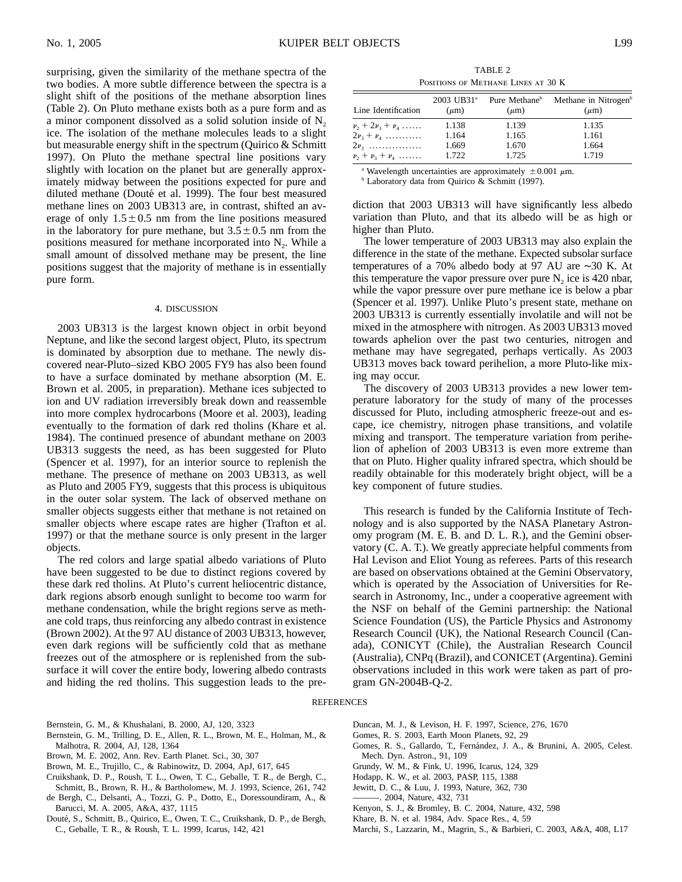surprising, given the similarity of the methane spectra of the two bodies. A more subtle difference between the spectra is a slight shift of the positions of the methane absorption lines (Table 2). On Pluto methane exists both as a pure form and as a minor component dissolved as a solid solution inside of $N_2$ ice. The isolation of the methane molecules leads to a slight but measurable energy shift in the spectrum (Quirico & Schmitt 1997). On Pluto the methane spectral line positions vary slightly with location on the planet but are generally approximately midway between the positions expected for pure and diluted methane (Douté et al. 1999). The four best measured methane lines on 2003 UB313 are, in contrast, shifted an average of only $1.5 \pm 0.5$ nm from the line positions measured in the laboratory for pure methane, but $3.5 \pm 0.5$ nm from the positions measured for methane incorporated into $N_2$. While a small amount of dissolved methane may be present, the line positions suggest that the majority of methane is in essentially pure form.

## 4. DISCUSSION

2003 UB313 is the largest known object in orbit beyond Neptune, and like the second largest object, Pluto, its spectrum is dominated by absorption due to methane. The newly discovered near-Pluto–sized KBO 2005 FY9 has also been found to have a surface dominated by methane absorption (M. E. Brown et al. 2005, in preparation). Methane ices subjected to ion and UV radiation irreversibly break down and reassemble into more complex hydrocarbons (Moore et al. 2003), leading eventually to the formation of dark red tholins (Khare et al. 1984). The continued presence of abundant methane on 2003 UB313 suggests the need, as has been suggested for Pluto (Spencer et al. 1997), for an interior source to replenish the methane. The presence of methane on 2003 UB313, as well as Pluto and 2005 FY9, suggests that this process is ubiquitous in the outer solar system. The lack of observed methane on smaller objects suggests either that methane is not retained on smaller objects where escape rates are higher (Trafton et al. 1997) or that the methane source is only present in the larger objects.

The red colors and large spatial albedo variations of Pluto have been suggested to be due to distinct regions covered by these dark red tholins. At Pluto's current heliocentric distance, dark regions absorb enough sunlight to become too warm for methane condensation, while the bright regions serve as methane cold traps, thus reinforcing any albedo contrast in existence (Brown 2002). At the 97 AU distance of 2003 UB313, however, even dark regions will be sufficiently cold that as methane freezes out of the atmosphere or is replenished from the subsurface it will cover the entire body, lowering albedo contrasts and hiding the red tholins. This suggestion leads to the prediction that 2003 UB313 will have significantly less albedo variation than Pluto, and that its albedo will be as high or higher than Pluto.

The lower temperature of 2003 UB313 may also explain the difference in the state of the methane. Expected subsolar surface temperatures of a 70% albedo body at 97 AU are ~30 K. At this temperature the vapor pressure over pure $N_2$ ice is 420 nbar, while the vapor pressure over pure methane ice is below a pbar (Spencer et al. 1997). Unlike Pluto's present state, methane on 2003 UB313 is currently essentially involatile and will not be mixed in the atmosphere with nitrogen. As 2003 UB313 moved towards aphelion over the past two centuries, nitrogen and methane may have segregated, perhaps vertically. As 2003 UB313 moves back toward perihelion, a more Pluto-like mixing may occur.

The discovery of 2003 UB313 provides a new lower temperature laboratory for the study of many of the processes discussed for Pluto, including atmospheric freeze-out and escape, ice chemistry, nitrogen phase transitions, and volatile mixing and transport. The temperature variation from perihelion of aphelion of 2003 UB313 is even more extreme than that on Pluto. Higher quality infrared spectra, which should be readily obtainable for this moderately bright object, will be a key component of future studies.

TABLE 2
Positions of Methane Lines at 30 K

| Line Identification | 2003 UB31[a] ($\mu$m) | Pure Methane[b] ($\mu$m) | Methane in Nitrogen[b] ($\mu$m) |
|---|---|---|---|
| $\nu_2 + 2\nu_3 + \nu_4$ …… | 1.138 | 1.139 | 1.135 |
| $2\nu_3 + \nu_4$ ………… | 1.164 | 1.165 | 1.161 |
| $2\nu_3$ ……………… | 1.669 | 1.670 | 1.664 |
| $\nu_2 + \nu_3 + \nu_4$ ……. | 1.722 | 1.725 | 1.719 |

[a] Wavelength uncertainties are approximately $\pm 0.001$ $\mu$m.
[b] Laboratory data from Quirico & Schmitt (1997).

This research is funded by the California Institute of Technology and is also supported by the NASA Planetary Astronomy program (M. E. B. and D. L. R.), and the Gemini observatory (C. A. T.). We greatly appreciate helpful comments from Hal Levison and Eliot Young as referees. Parts of this research are based on observations obtained at the Gemini Observatory, which is operated by the Association of Universities for Research in Astronomy, Inc., under a cooperative agreement with the NSF on behalf of the Gemini partnership: the National Science Foundation (US), the Particle Physics and Astronomy Research Council (UK), the National Research Council (Canada), CONICYT (Chile), the Australian Research Council (Australia), CNPq (Brazil), and CONICET (Argentina). Gemini observations included in this work were taken as part of program GN-2004B-Q-2.

## REFERENCES

Bernstein, G. M., & Khushalani, B. 2000, AJ, 120, 3323
Bernstein, G. M., Trilling, D. E., Allen, R. L., Brown, M. E., Holman, M., & Malhotra, R. 2004, AJ, 128, 1364
Brown, M. E. 2002, Ann. Rev. Earth Planet. Sci., 30, 307
Brown, M. E., Trujillo, C., & Rabinowitz, D. 2004, ApJ, 617, 645
Cruikshank, D. P., Roush, T. L., Owen, T. C., Geballe, T. R., de Bergh, C., Schmitt, B., Brown, R. H., & Bartholomew, M. J. 1993, Science, 261, 742
de Bergh, C., Delsanti, A., Tozzi, G. P., Dotto, E., Doressoundiram, A., & Barucci, M. A. 2005, A&A, 437, 1115
Douté, S., Schmitt, B., Quirico, E., Owen, T. C., Cruikshank, D. P., de Bergh, C., Geballe, T. R., & Roush, T. L. 1999, Icarus, 142, 421
Duncan, M. J., & Levison, H. F. 1997, Science, 276, 1670
Gomes, R. S. 2003, Earth Moon Planets, 92, 29
Gomes, R. S., Gallardo, T., Fernández, J. A., & Brunini, A. 2005, Celest. Mech. Dyn. Astron., 91, 109
Grundy, W. M., & Fink, U. 1996, Icarus, 124, 329
Hodapp, K. W., et al. 2003, PASP, 115, 1388
Jewitt, D. C., & Luu, J. 1993, Nature, 362, 730
———. 2004, Nature, 432, 731
Kenyon, S. J., & Bromley, B. C. 2004, Nature, 432, 598
Khare, B. N. et al. 1984, Adv. Space Res., 4, 59
Marchi, S., Lazzarin, M., Magrin, S., & Barbieri, C. 2003, A&A, 408, L17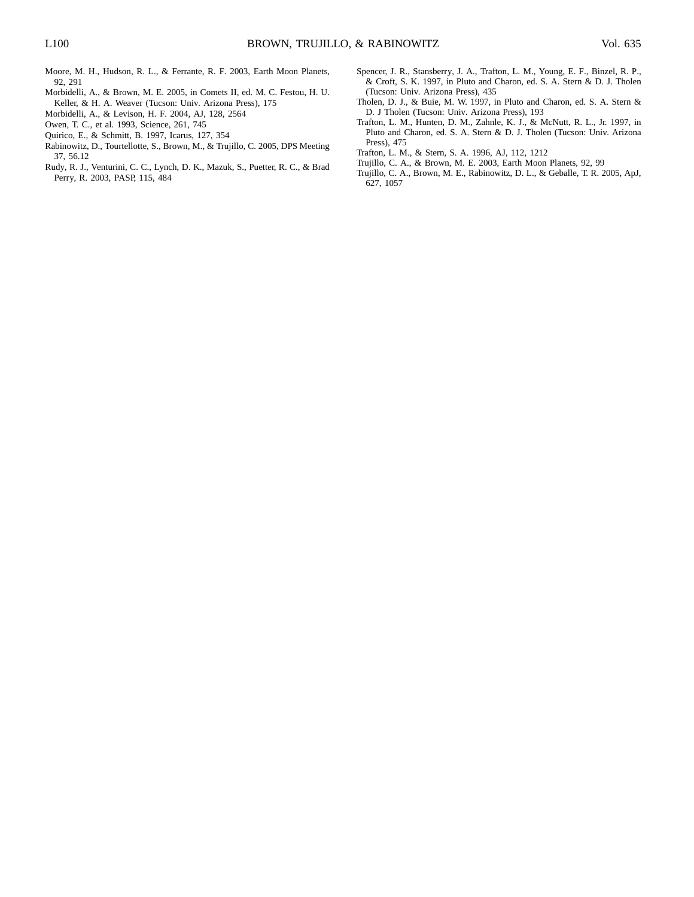Moore, M. H., Hudson, R. L., & Ferrante, R. F. 2003, Earth Moon Planets, 92, 291

Morbidelli, A., & Brown, M. E. 2005, in Comets II, ed. M. C. Festou, H. U. Keller, & H. A. Weaver (Tucson: Univ. Arizona Press), 175

Morbidelli, A., & Levison, H. F. 2004, AJ, 128, 2564

Owen, T. C., et al. 1993, Science, 261, 745

Quirico, E., & Schmitt, B. 1997, Icarus, 127, 354

Rabinowitz, D., Tourtellotte, S., Brown, M., & Trujillo, C. 2005, DPS Meeting 37, 56.12

Rudy, R. J., Venturini, C. C., Lynch, D. K., Mazuk, S., Puetter, R. C., & Brad Perry, R. 2003, PASP, 115, 484

Spencer, J. R., Stansberry, J. A., Trafton, L. M., Young, E. F., Binzel, R. P., & Croft, S. K. 1997, in Pluto and Charon, ed. S. A. Stern & D. J. Tholen (Tucson: Univ. Arizona Press), 435

Tholen, D. J., & Buie, M. W. 1997, in Pluto and Charon, ed. S. A. Stern & D. J Tholen (Tucson: Univ. Arizona Press), 193

Trafton, L. M., Hunten, D. M., Zahnle, K. J., & McNutt, R. L., Jr. 1997, in Pluto and Charon, ed. S. A. Stern & D. J. Tholen (Tucson: Univ. Arizona Press), 475

Trafton, L. M., & Stern, S. A. 1996, AJ, 112, 1212

Trujillo, C. A., & Brown, M. E. 2003, Earth Moon Planets, 92, 99

Trujillo, C. A., Brown, M. E., Rabinowitz, D. L., & Geballe, T. R. 2005, ApJ, 627, 1057